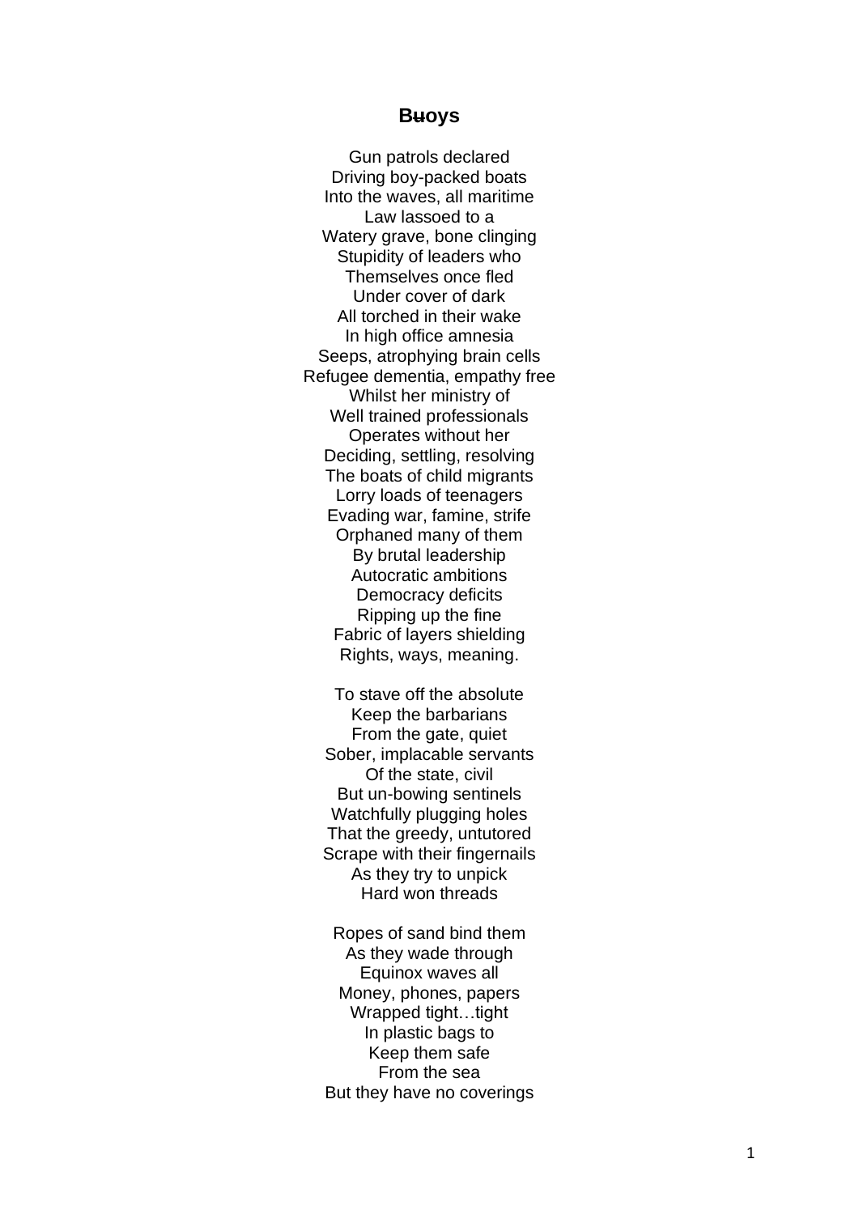## **B~~u~~oys**

Gun patrols declared  
Driving boy-packed boats  
Into the waves, all maritime  
Law lassoed to a  
Watery grave, bone clinging  
Stupidity of leaders who  
Themselves once fled  
Under cover of dark  
All torched in their wake  
In high office amnesia  
Seeps, atrophying brain cells  
Refugee dementia, empathy free  
Whilst her ministry of  
Well trained professionals  
Operates without her  
Deciding, settling, resolving  
The boats of child migrants  
Lorry loads of teenagers  
Evading war, famine, strife  
Orphaned many of them  
By brutal leadership  
Autocratic ambitions  
Democracy deficits  
Ripping up the fine  
Fabric of layers shielding  
Rights, ways, meaning.

To stave off the absolute  
Keep the barbarians  
From the gate, quiet  
Sober, implacable servants  
Of the state, civil  
But un-bowing sentinels  
Watchfully plugging holes  
That the greedy, untutored  
Scrape with their fingernails  
As they try to unpick  
Hard won threads

Ropes of sand bind them  
As they wade through  
Equinox waves all  
Money, phones, papers  
Wrapped tight…tight  
In plastic bags to  
Keep them safe  
From the sea  
But they have no coverings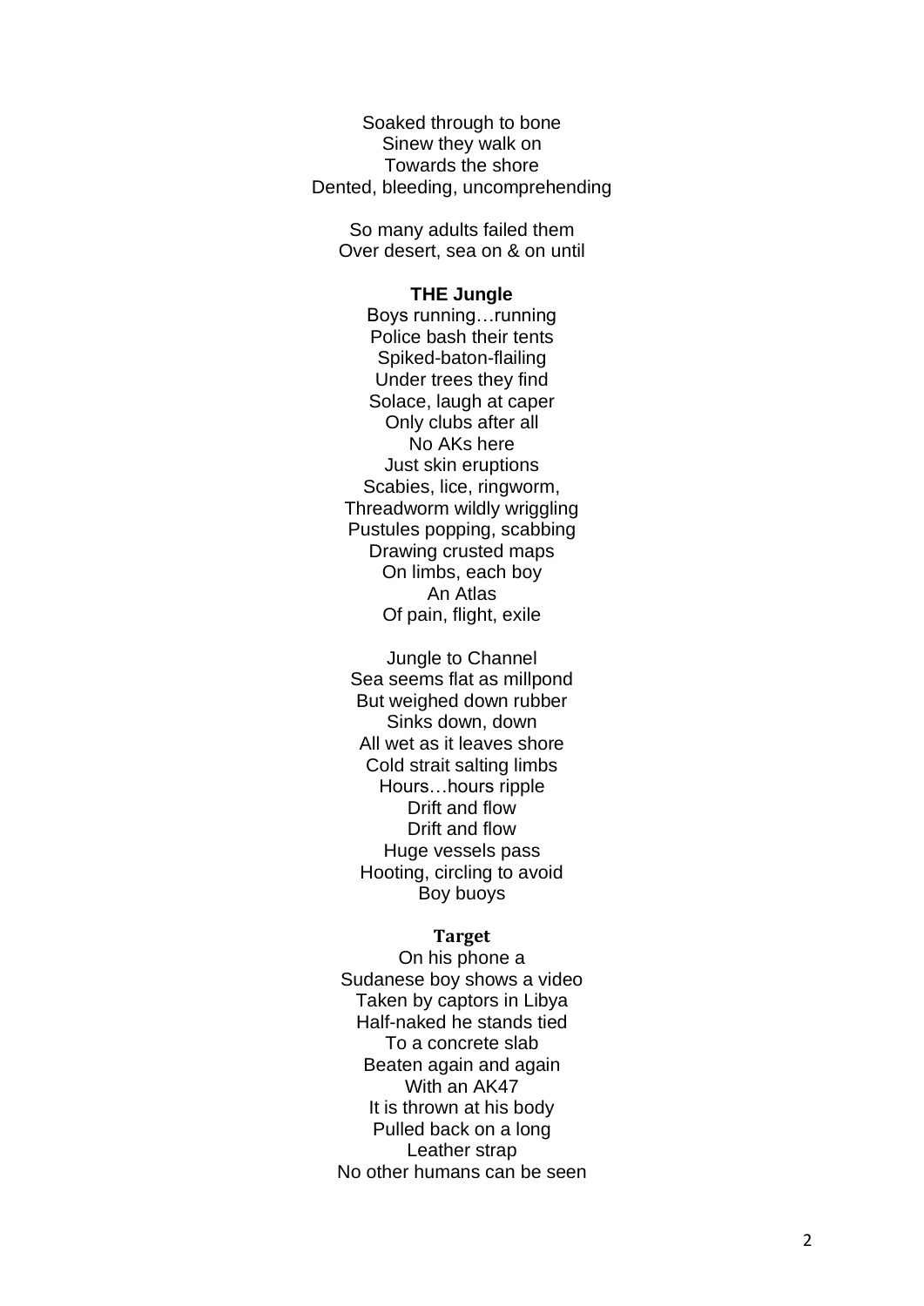Soaked through to bone  
Sinew they walk on  
Towards the shore  
Dented, bleeding, uncomprehending

So many adults failed them  
Over desert, sea on & on until

**THE Jungle**

Boys running…running  
Police bash their tents  
Spiked-baton-flailing  
Under trees they find  
Solace, laugh at caper  
Only clubs after all  
No AKs here  
Just skin eruptions  
Scabies, lice, ringworm,  
Threadworm wildly wriggling  
Pustules popping, scabbing  
Drawing crusted maps  
On limbs, each boy  
An Atlas  
Of pain, flight, exile

Jungle to Channel  
Sea seems flat as millpond  
But weighed down rubber  
Sinks down, down  
All wet as it leaves shore  
Cold strait salting limbs  
Hours…hours ripple  
Drift and flow  
Drift and flow  
Huge vessels pass  
Hooting, circling to avoid  
Boy buoys

**Target**

On his phone a  
Sudanese boy shows a video  
Taken by captors in Libya  
Half-naked he stands tied  
To a concrete slab  
Beaten again and again  
With an AK47  
It is thrown at his body  
Pulled back on a long  
Leather strap  
No other humans can be seen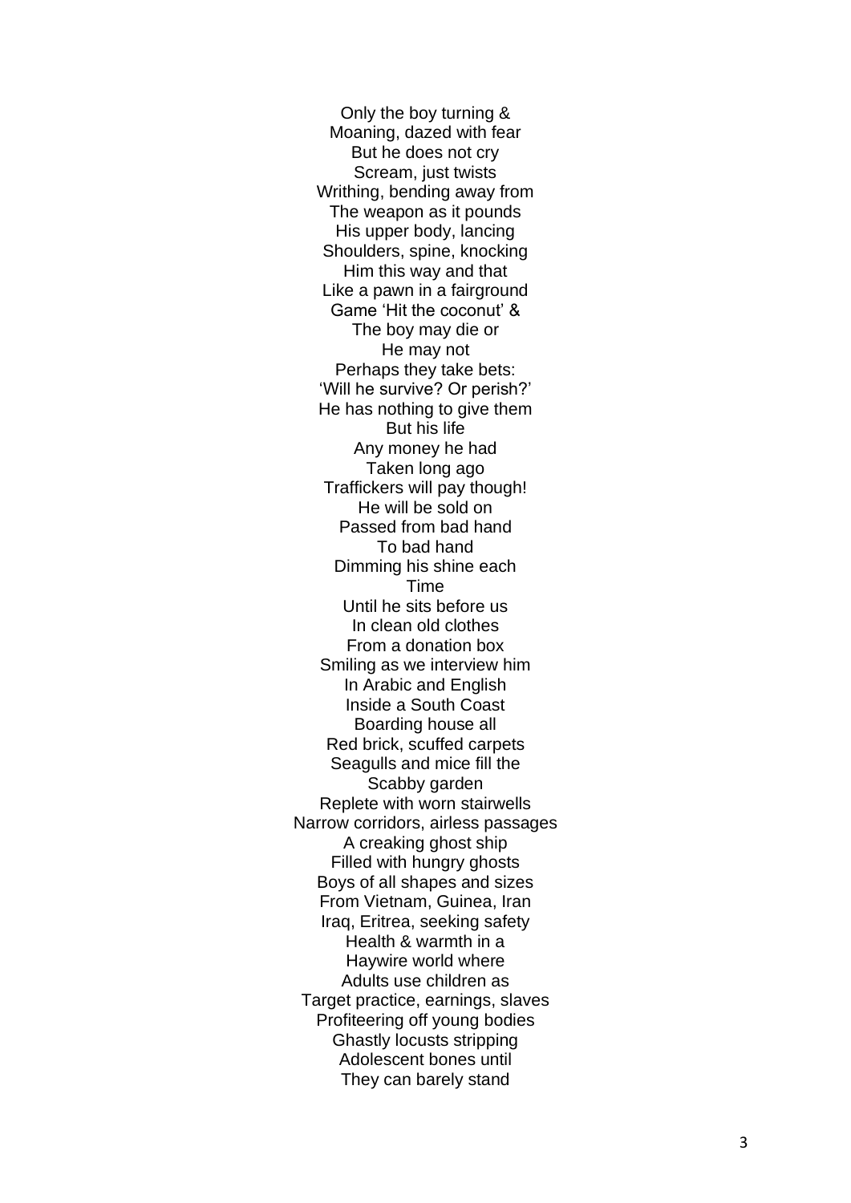Only the boy turning &
Moaning, dazed with fear
But he does not cry
Scream, just twists
Writhing, bending away from
The weapon as it pounds
His upper body, lancing
Shoulders, spine, knocking
Him this way and that
Like a pawn in a fairground
Game 'Hit the coconut' &
The boy may die or
He may not
Perhaps they take bets:
'Will he survive? Or perish?'
He has nothing to give them
But his life
Any money he had
Taken long ago
Traffickers will pay though!
He will be sold on
Passed from bad hand
To bad hand
Dimming his shine each
Time
Until he sits before us
In clean old clothes
From a donation box
Smiling as we interview him
In Arabic and English
Inside a South Coast
Boarding house all
Red brick, scuffed carpets
Seagulls and mice fill the
Scabby garden
Replete with worn stairwells
Narrow corridors, airless passages
A creaking ghost ship
Filled with hungry ghosts
Boys of all shapes and sizes
From Vietnam, Guinea, Iran
Iraq, Eritrea, seeking safety
Health & warmth in a
Haywire world where
Adults use children as
Target practice, earnings, slaves
Profiteering off young bodies
Ghastly locusts stripping
Adolescent bones until
They can barely stand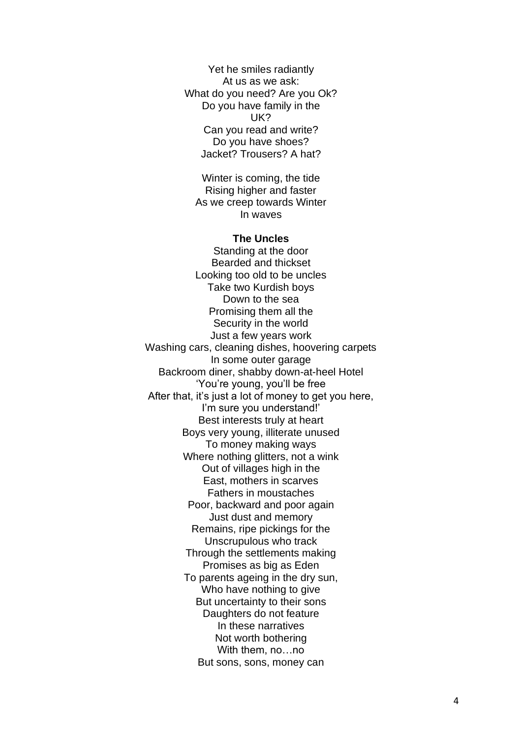Yet he smiles radiantly
At us as we ask:
What do you need? Are you Ok?
Do you have family in the
UK?
Can you read and write?
Do you have shoes?
Jacket? Trousers? A hat?

Winter is coming, the tide
Rising higher and faster
As we creep towards Winter
In waves

**The Uncles**

Standing at the door
Bearded and thickset
Looking too old to be uncles
Take two Kurdish boys
Down to the sea
Promising them all the
Security in the world
Just a few years work
Washing cars, cleaning dishes, hoovering carpets
In some outer garage
Backroom diner, shabby down-at-heel Hotel
'You're young, you'll be free
After that, it's just a lot of money to get you here,
I'm sure you understand!'
Best interests truly at heart
Boys very young, illiterate unused
To money making ways
Where nothing glitters, not a wink
Out of villages high in the
East, mothers in scarves
Fathers in moustaches
Poor, backward and poor again
Just dust and memory
Remains, ripe pickings for the
Unscrupulous who track
Through the settlements making
Promises as big as Eden
To parents ageing in the dry sun,
Who have nothing to give
But uncertainty to their sons
Daughters do not feature
In these narratives
Not worth bothering
With them, no…no
But sons, sons, money can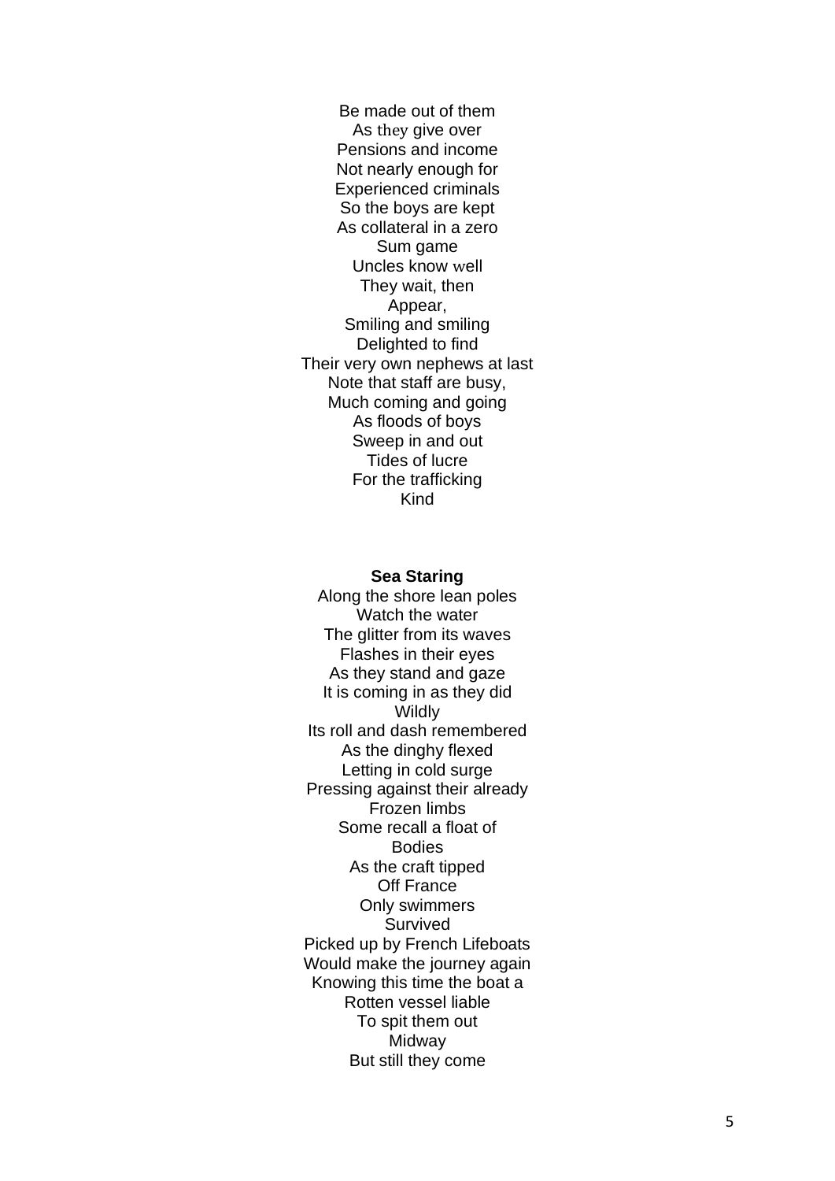Be made out of them
As they give over
Pensions and income
Not nearly enough for
Experienced criminals
So the boys are kept
As collateral in a zero
Sum game
Uncles know well
They wait, then
Appear,
Smiling and smiling
Delighted to find
Their very own nephews at last
Note that staff are busy,
Much coming and going
As floods of boys
Sweep in and out
Tides of lucre
For the trafficking
Kind

**Sea Staring**

Along the shore lean poles
Watch the water
The glitter from its waves
Flashes in their eyes
As they stand and gaze
It is coming in as they did
Wildly
Its roll and dash remembered
As the dinghy flexed
Letting in cold surge
Pressing against their already
Frozen limbs
Some recall a float of
Bodies
As the craft tipped
Off France
Only swimmers
Survived
Picked up by French Lifeboats
Would make the journey again
Knowing this time the boat a
Rotten vessel liable
To spit them out
Midway
But still they come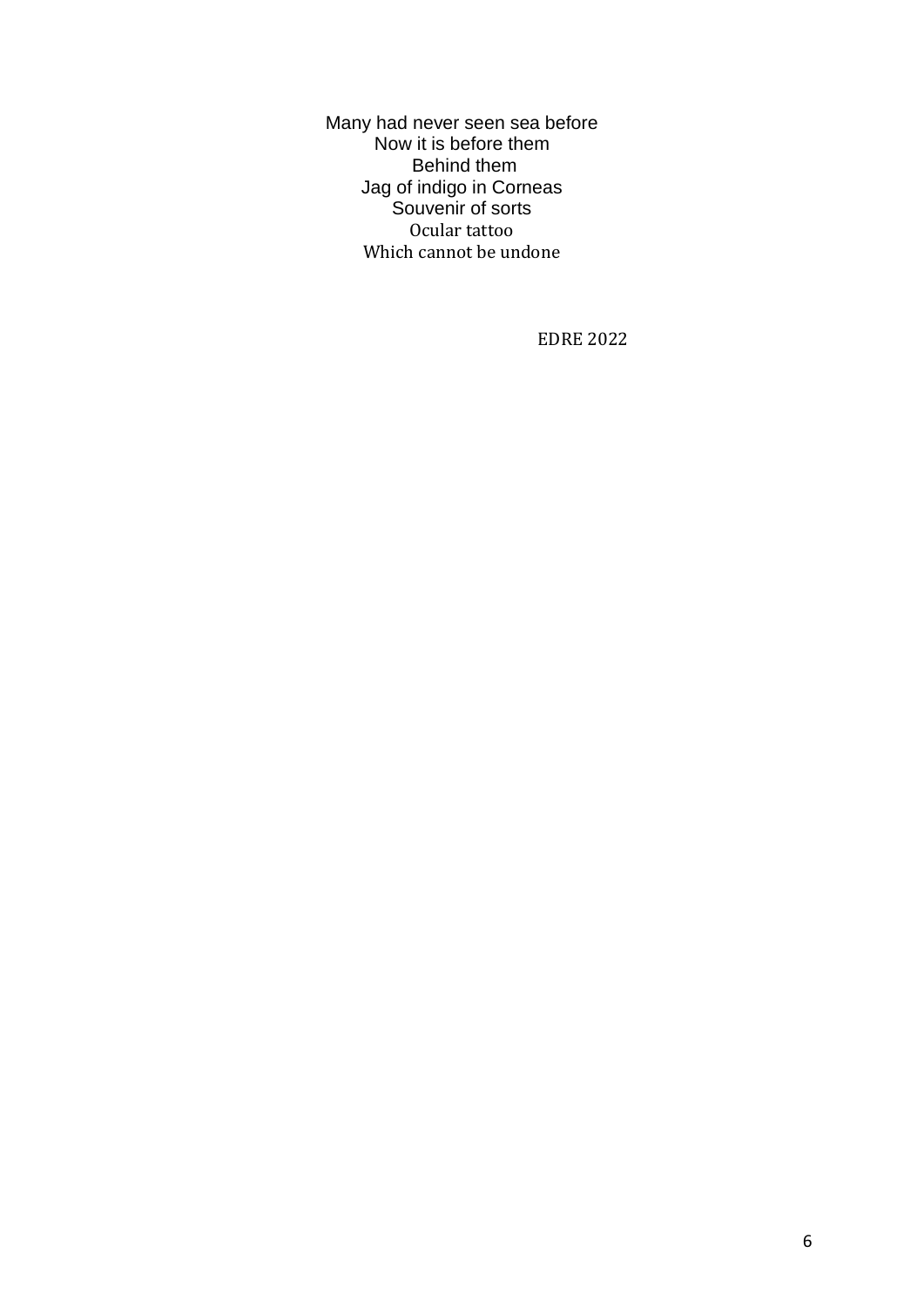Many had never seen sea before  
Now it is before them  
Behind them  
Jag of indigo in Corneas  
Souvenir of sorts  
Ocular tattoo  
Which cannot be undone

EDRE 2022